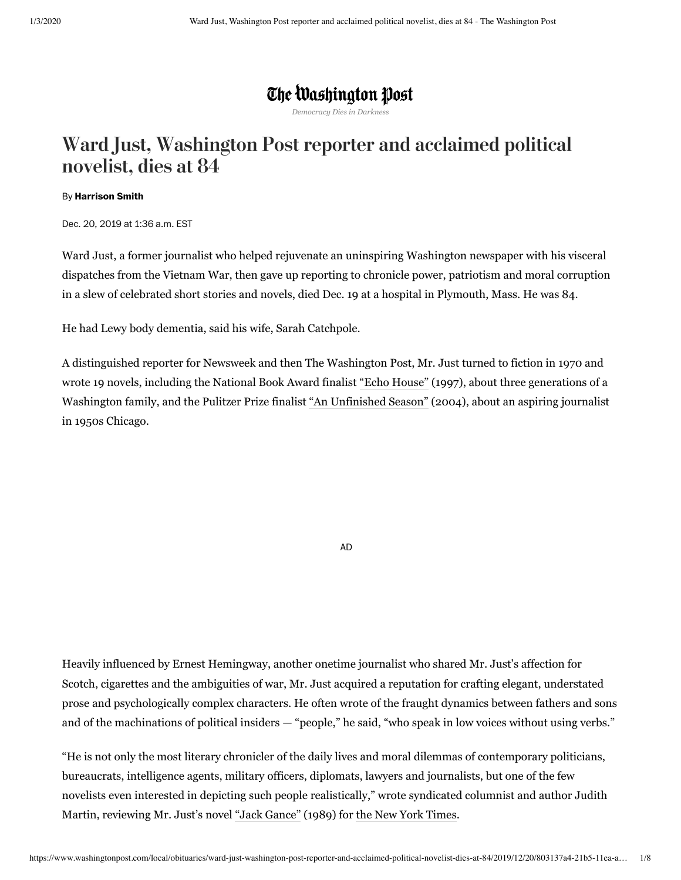The Washington Post

*Democracy Dies in Darkness*

# Ward Just, Washington Post reporter and acclaimed political novelist, dies at 84

By **Harrison Smith**

Dec. 20, 2019 at 1:36 a.m. EST

Ward Just, a former journalist who helped rejuvenate an uninspiring Washington newspaper with his visceral dispatches from the Vietnam War, then gave up reporting to chronicle power, patriotism and moral corruption in a slew of celebrated short stories and novels, died Dec. 19 at a hospital in Plymouth, Mass. He was 84.

He had Lewy body dementia, said his wife, Sarah Catchpole.

A distinguished reporter for Newsweek and then The Washington Post, Mr. Just turned to fiction in 1970 and wrote 19 novels, including the National Book Award finalist "Echo House" (1997), about three generations of a Washington family, and the Pulitzer Prize finalist "An Unfinished Season" (2004), about an aspiring journalist in 1950s Chicago.

AD

Heavily influenced by Ernest Hemingway, another onetime journalist who shared Mr. Just's affection for Scotch, cigarettes and the ambiguities of war, Mr. Just acquired a reputation for crafting elegant, understated prose and psychologically complex characters. He often wrote of the fraught dynamics between fathers and sons and of the machinations of political insiders — "people," he said, "who speak in low voices without using verbs."

"He is not only the most literary chronicler of the daily lives and moral dilemmas of contemporary politicians, bureaucrats, intelligence agents, military officers, diplomats, lawyers and journalists, but one of the few novelists even interested in depicting such people realistically," wrote syndicated columnist and author Judith Martin, reviewing Mr. Just's novel "Jack Gance" (1989) for the New York Times.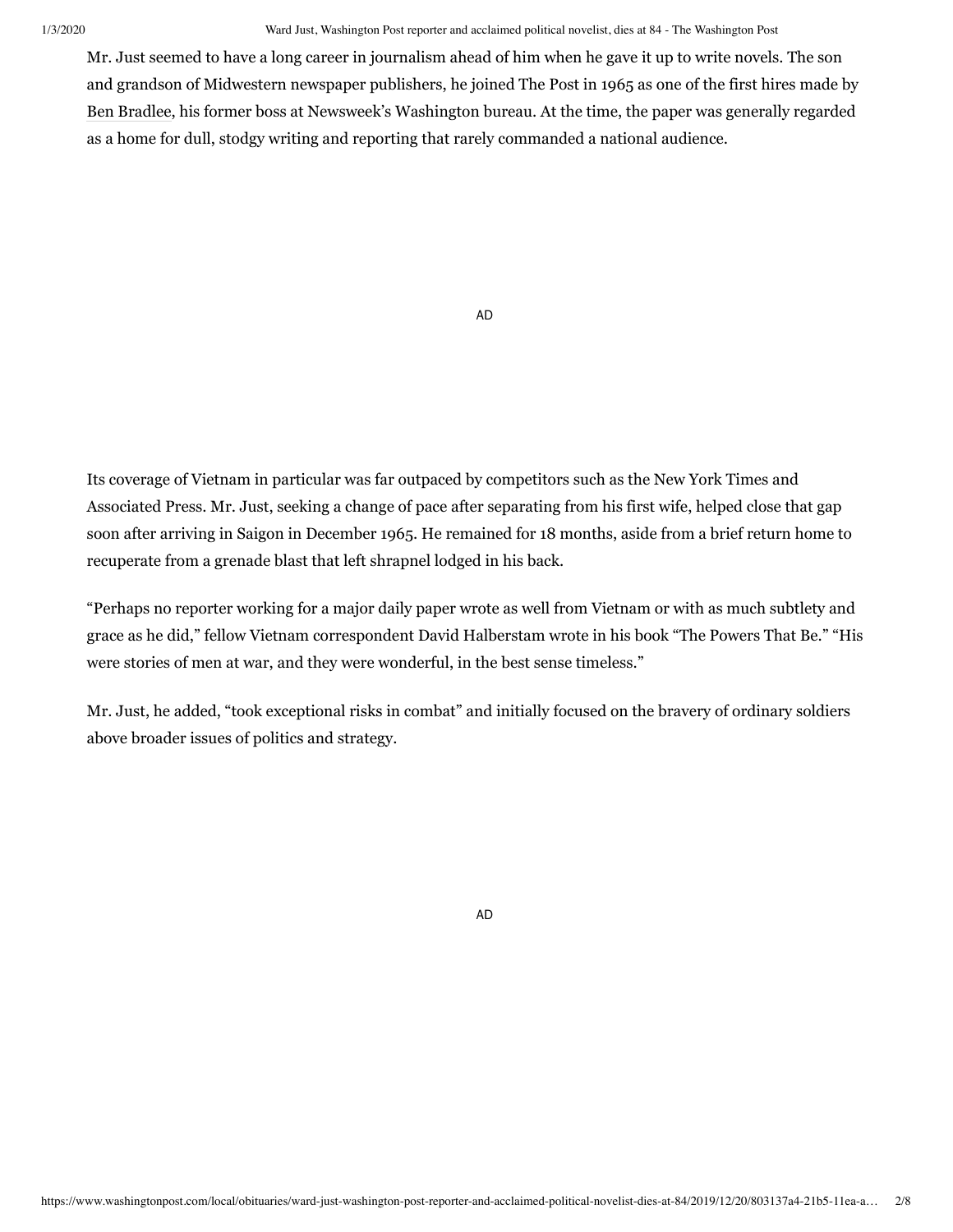Mr. Just seemed to have a long career in journalism ahead of him when he gave it up to write novels. The son and grandson of Midwestern newspaper publishers, he joined The Post in 1965 as one of the first hires made by Ben Bradlee, his former boss at Newsweek's Washington bureau. At the time, the paper was generally regarded as a home for dull, stodgy writing and reporting that rarely commanded a national audience.

Its coverage of Vietnam in particular was far outpaced by competitors such as the New York Times and Associated Press. Mr. Just, seeking a change of pace after separating from his first wife, helped close that gap soon after arriving in Saigon in December 1965. He remained for 18 months, aside from a brief return home to recuperate from a grenade blast that left shrapnel lodged in his back.

"Perhaps no reporter working for a major daily paper wrote as well from Vietnam or with as much subtlety and grace as he did," fellow Vietnam correspondent David Halberstam wrote in his book "The Powers That Be." "His were stories of men at war, and they were wonderful, in the best sense timeless."

Mr. Just, he added, "took exceptional risks in combat" and initially focused on the bravery of ordinary soldiers above broader issues of politics and strategy.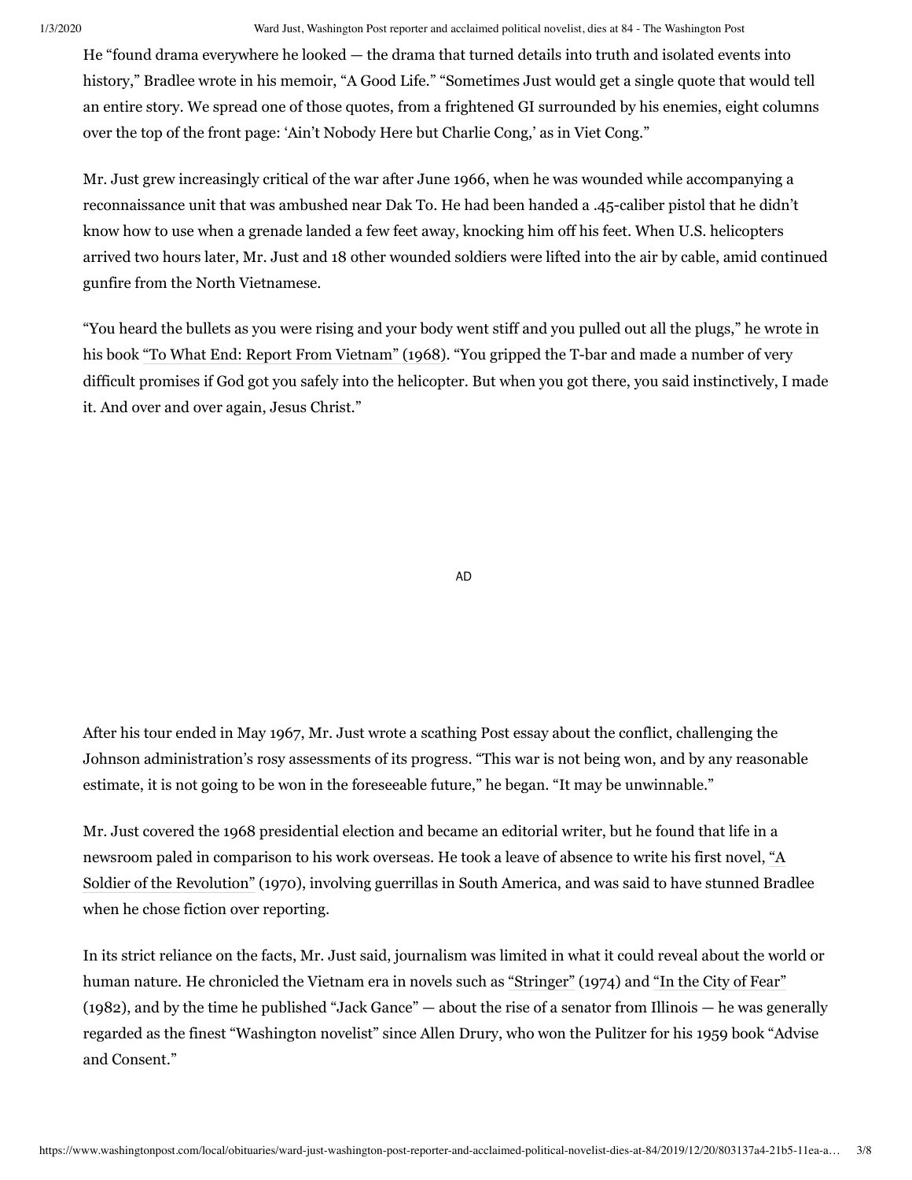He "found drama everywhere he looked — the drama that turned details into truth and isolated events into history," Bradlee wrote in his memoir, "A Good Life." "Sometimes Just would get a single quote that would tell an entire story. We spread one of those quotes, from a frightened GI surrounded by his enemies, eight columns over the top of the front page: 'Ain't Nobody Here but Charlie Cong,' as in Viet Cong."

Mr. Just grew increasingly critical of the war after June 1966, when he was wounded while accompanying a reconnaissance unit that was ambushed near Dak To. He had been handed a .45-caliber pistol that he didn't know how to use when a grenade landed a few feet away, knocking him off his feet. When U.S. helicopters arrived two hours later, Mr. Just and 18 other wounded soldiers were lifted into the air by cable, amid continued gunfire from the North Vietnamese.

"You heard the bullets as you were rising and your body went stiff and you pulled out all the plugs," he wrote in his book "To What End: Report From Vietnam" (1968). "You gripped the T-bar and made a number of very difficult promises if God got you safely into the helicopter. But when you got there, you said instinctively, I made it. And over and over again, Jesus Christ."

After his tour ended in May 1967, Mr. Just wrote a scathing Post essay about the conflict, challenging the Johnson administration's rosy assessments of its progress. "This war is not being won, and by any reasonable estimate, it is not going to be won in the foreseeable future," he began. "It may be unwinnable."

Mr. Just covered the 1968 presidential election and became an editorial writer, but he found that life in a newsroom paled in comparison to his work overseas. He took a leave of absence to write his first novel, "A Soldier of the Revolution" (1970), involving guerrillas in South America, and was said to have stunned Bradlee when he chose fiction over reporting.

In its strict reliance on the facts, Mr. Just said, journalism was limited in what it could reveal about the world or human nature. He chronicled the Vietnam era in novels such as "Stringer" (1974) and "In the City of Fear" (1982), and by the time he published "Jack Gance" — about the rise of a senator from Illinois — he was generally regarded as the finest "Washington novelist" since Allen Drury, who won the Pulitzer for his 1959 book "Advise and Consent."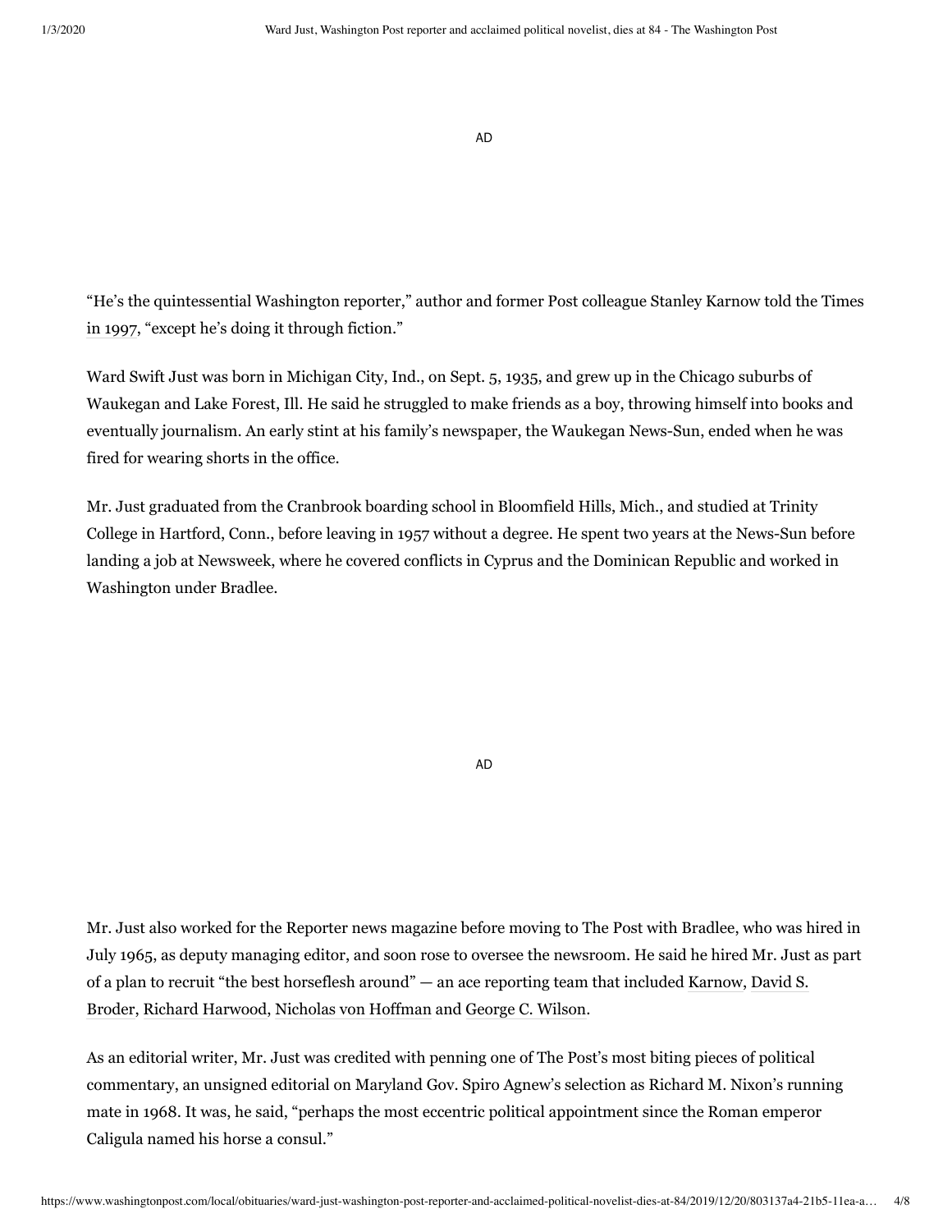“He’s the quintessential Washington reporter,” author and former Post colleague Stanley Karnow told the Times in 1997, “except he’s doing it through fiction.”

Ward Swift Just was born in Michigan City, Ind., on Sept. 5, 1935, and grew up in the Chicago suburbs of Waukegan and Lake Forest, Ill. He said he struggled to make friends as a boy, throwing himself into books and eventually journalism. An early stint at his family’s newspaper, the Waukegan News-Sun, ended when he was fired for wearing shorts in the office.

Mr. Just graduated from the Cranbrook boarding school in Bloomfield Hills, Mich., and studied at Trinity College in Hartford, Conn., before leaving in 1957 without a degree. He spent two years at the News-Sun before landing a job at Newsweek, where he covered conflicts in Cyprus and the Dominican Republic and worked in Washington under Bradlee.

Mr. Just also worked for the Reporter news magazine before moving to The Post with Bradlee, who was hired in July 1965, as deputy managing editor, and soon rose to oversee the newsroom. He said he hired Mr. Just as part of a plan to recruit “the best horseflesh around” — an ace reporting team that included Karnow, David S. Broder, Richard Harwood, Nicholas von Hoffman and George C. Wilson.

As an editorial writer, Mr. Just was credited with penning one of The Post’s most biting pieces of political commentary, an unsigned editorial on Maryland Gov. Spiro Agnew’s selection as Richard M. Nixon’s running mate in 1968. It was, he said, “perhaps the most eccentric political appointment since the Roman emperor Caligula named his horse a consul.”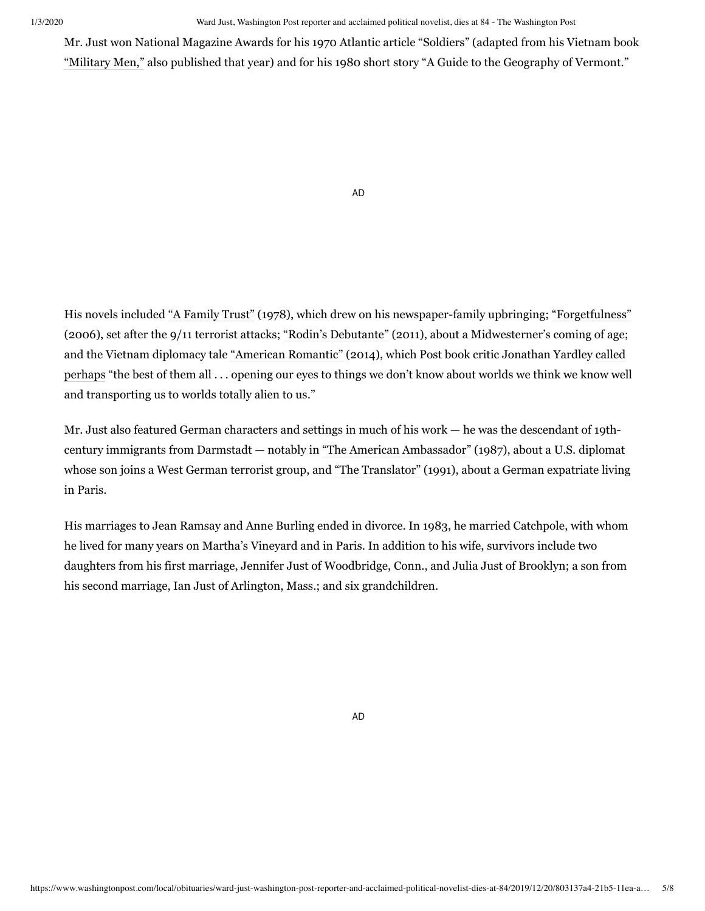Mr. Just won National Magazine Awards for his 1970 Atlantic article "Soldiers" (adapted from his Vietnam book "Military Men," also published that year) and for his 1980 short story "A Guide to the Geography of Vermont."

His novels included "A Family Trust" (1978), which drew on his newspaper-family upbringing; "Forgetfulness" (2006), set after the 9/11 terrorist attacks; "Rodin's Debutante" (2011), about a Midwesterner's coming of age; and the Vietnam diplomacy tale "American Romantic" (2014), which Post book critic Jonathan Yardley called perhaps "the best of them all . . . opening our eyes to things we don't know about worlds we think we know well and transporting us to worlds totally alien to us."

Mr. Just also featured German characters and settings in much of his work — he was the descendant of 19th-century immigrants from Darmstadt — notably in "The American Ambassador" (1987), about a U.S. diplomat whose son joins a West German terrorist group, and "The Translator" (1991), about a German expatriate living in Paris.

His marriages to Jean Ramsay and Anne Burling ended in divorce. In 1983, he married Catchpole, with whom he lived for many years on Martha's Vineyard and in Paris. In addition to his wife, survivors include two daughters from his first marriage, Jennifer Just of Woodbridge, Conn., and Julia Just of Brooklyn; a son from his second marriage, Ian Just of Arlington, Mass.; and six grandchildren.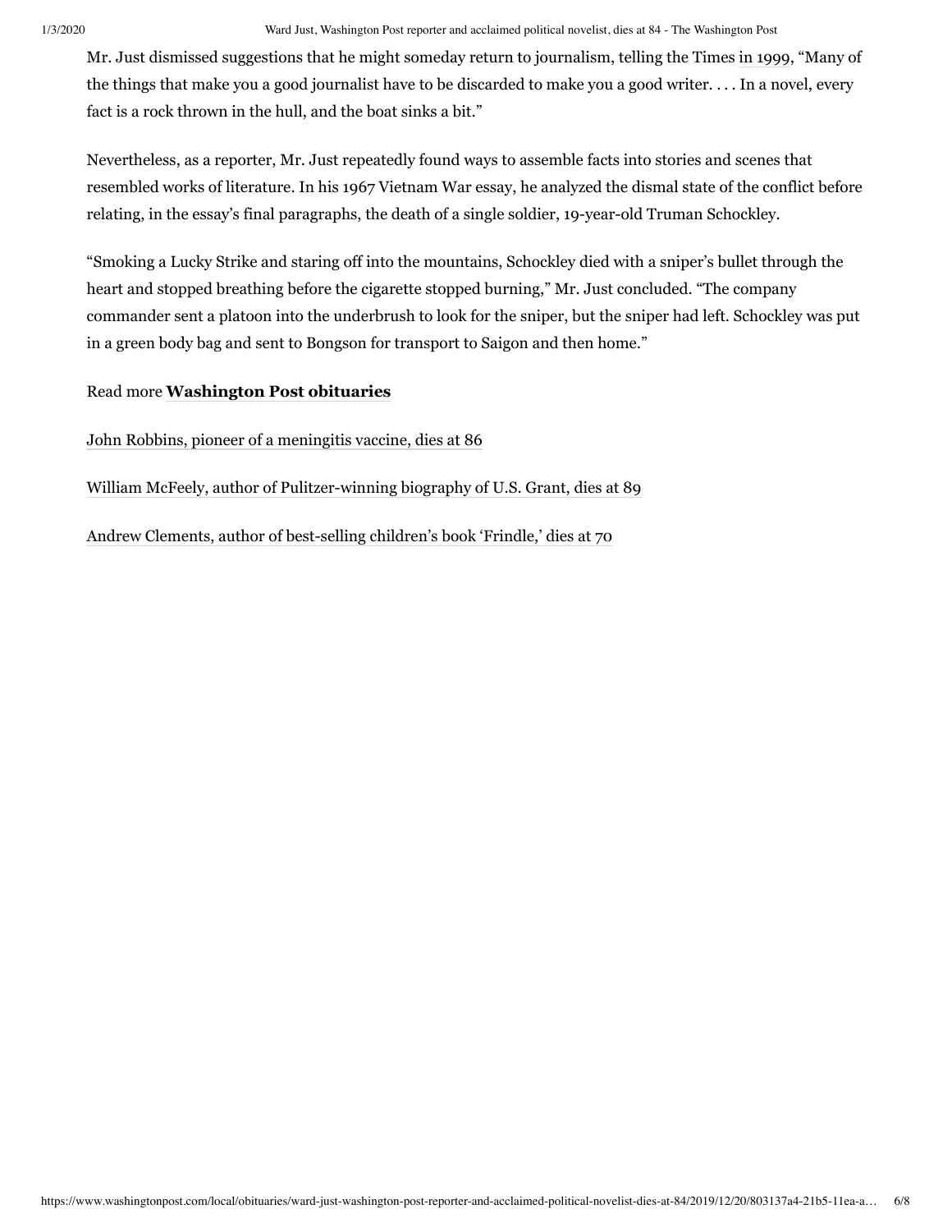Mr. Just dismissed suggestions that he might someday return to journalism, telling the Times in 1999, "Many of the things that make you a good journalist have to be discarded to make you a good writer. . . . In a novel, every fact is a rock thrown in the hull, and the boat sinks a bit."

Nevertheless, as a reporter, Mr. Just repeatedly found ways to assemble facts into stories and scenes that resembled works of literature. In his 1967 Vietnam War essay, he analyzed the dismal state of the conflict before relating, in the essay's final paragraphs, the death of a single soldier, 19-year-old Truman Schockley.

"Smoking a Lucky Strike and staring off into the mountains, Schockley died with a sniper's bullet through the heart and stopped breathing before the cigarette stopped burning," Mr. Just concluded. "The company commander sent a platoon into the underbrush to look for the sniper, but the sniper had left. Schockley was put in a green body bag and sent to Bongson for transport to Saigon and then home."

Read more **Washington Post obituaries**

John Robbins, pioneer of a meningitis vaccine, dies at 86

William McFeely, author of Pulitzer-winning biography of U.S. Grant, dies at 89

Andrew Clements, author of best-selling children's book 'Frindle,' dies at 70